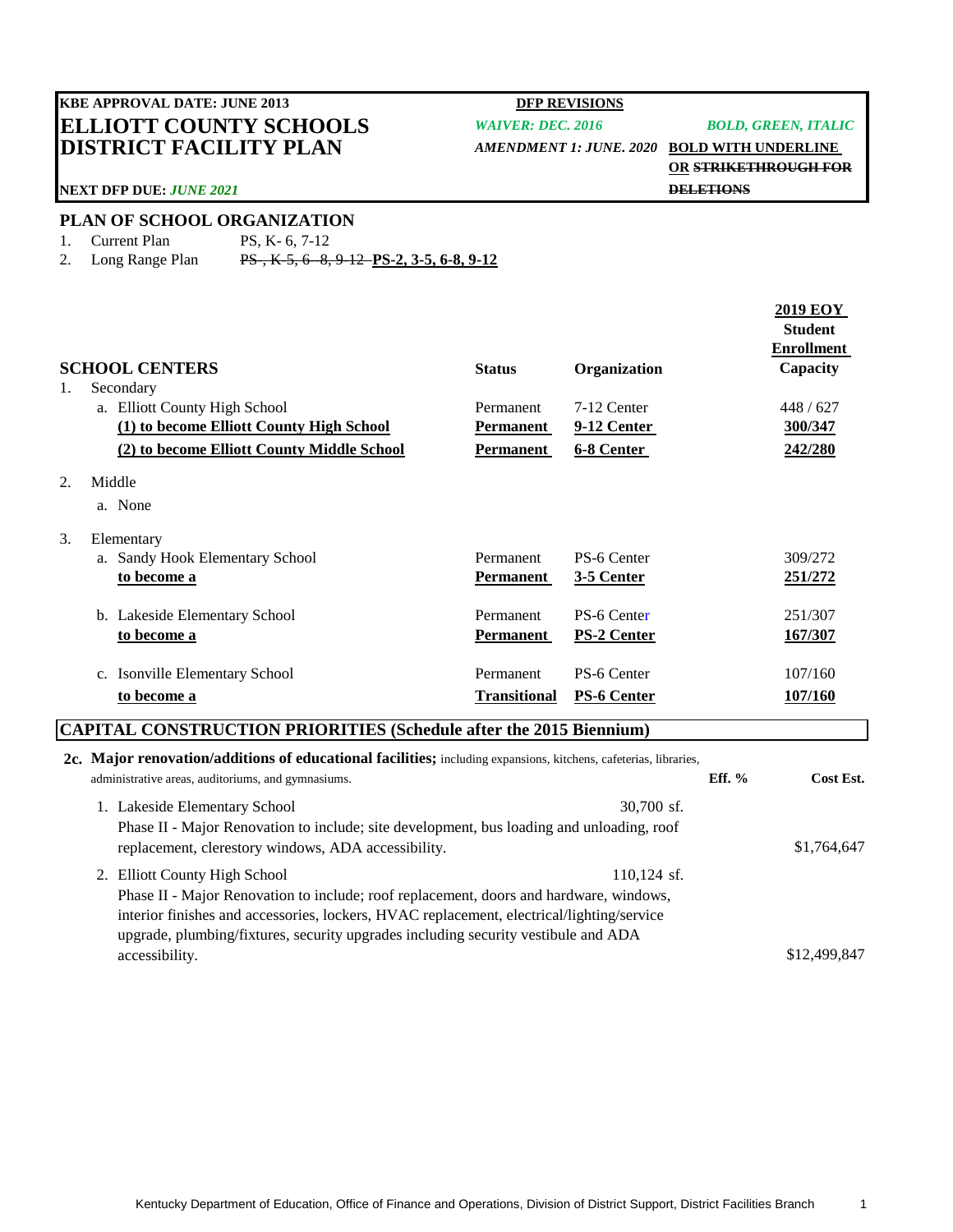**KBE APPROVAL DATE: JUNE 2013**

# ELLIOTT COUNTY SCHOOLS DISTRICT FACILITY PLAN

**NEXT DFP DUE:** ***JUNE 2021***

**DFP REVISIONS**

| | |
|---|---|
| ***WAIVER: DEC. 2016*** | ***BOLD, GREEN, ITALIC*** |
| ***AMENDMENT 1: JUNE. 2020*** | **<u>BOLD WITH UNDERLINE</u> OR ~~STRIKETHROUGH FOR DELETIONS~~** |

## PLAN OF SCHOOL ORGANIZATION

1. Current Plan PS, K- 6, 7-12
2. Long Range Plan ~~PS , K-5, 6 -8, 9-12~~ **<u>PS-2, 3-5, 6-8, 9-12</u>**

| SCHOOL CENTERS | Status | Organization | 2019 EOY Student Enrollment Capacity |
|---|---|---|---|
| 1. Secondary | | | |
| a. Elliott County High School | Permanent | 7-12 Center | 448 / 627 |
| **<u>(1) to become Elliott County High School</u>** | **<u>Permanent</u>** | **<u>9-12 Center</u>** | **<u>300/347</u>** |
| **<u>(2) to become Elliott County Middle School</u>** | **<u>Permanent</u>** | **<u>6-8 Center</u>** | **<u>242/280</u>** |
| 2. Middle | | | |
| a. None | | | |
| 3. Elementary | | | |
| a. Sandy Hook Elementary School | Permanent | PS-6 Center | 309/272 |
| **<u>to become a</u>** | **<u>Permanent</u>** | **<u>3-5 Center</u>** | **<u>251/272</u>** |
| b. Lakeside Elementary School | Permanent | PS-6 Center | 251/307 |
| **<u>to become a</u>** | **<u>Permanent</u>** | **<u>PS-2 Center</u>** | **<u>167/307</u>** |
| c. Isonville Elementary School | Permanent | PS-6 Center | 107/160 |
| **<u>to become a</u>** | **<u>Transitional</u>** | **<u>PS-6 Center</u>** | **<u>107/160</u>** |

## CAPITAL CONSTRUCTION PRIORITIES (Schedule after the 2015 Biennium)

**2c. Major renovation/additions of educational facilities;** including expansions, kitchens, cafeterias, libraries, administrative areas, auditoriums, and gymnasiums.

| | | Eff. % | Cost Est. |
|---|---|---|---|
| 1. Lakeside Elementary School<br>Phase II - Major Renovation to include; site development, bus loading and unloading, roof replacement, clerestory windows, ADA accessibility. | 30,700 sf. | | $1,764,647 |
| 2. Elliott County High School<br>Phase II - Major Renovation to include; roof replacement, doors and hardware, windows, interior finishes and accessories, lockers, HVAC replacement, electrical/lighting/service upgrade, plumbing/fixtures, security upgrades including security vestibule and ADA accessibility. | 110,124 sf. | | $12,499,847 |

Kentucky Department of Education, Office of Finance and Operations, Division of District Support, District Facilities Branch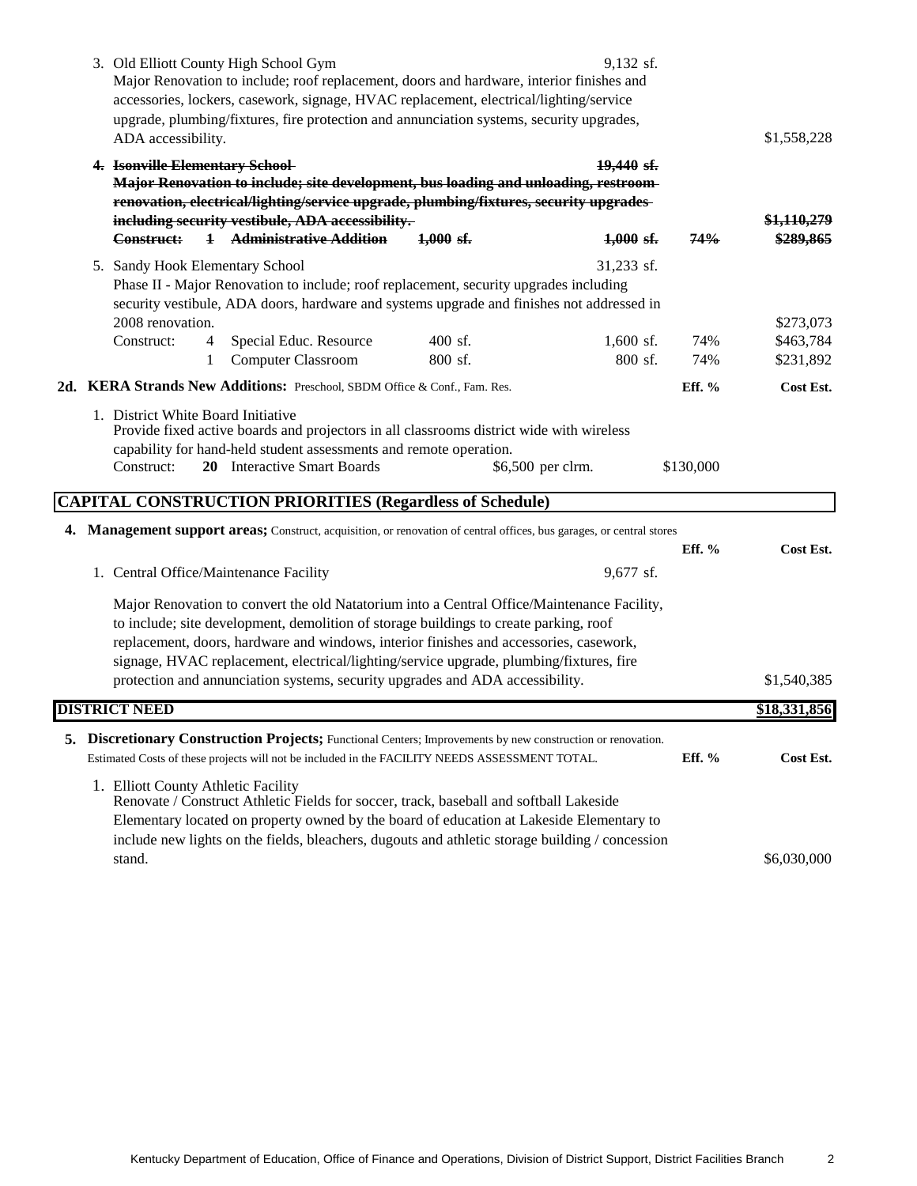3. Old Elliott County High School Gym — 9,132 sf.

Major Renovation to include; roof replacement, doors and hardware, interior finishes and accessories, lockers, casework, signage, HVAC replacement, electrical/lighting/service upgrade, plumbing/fixtures, fire protection and annunciation systems, security upgrades, ADA accessibility. — $1,558,228

~~4. Isonville Elementary School — 19,440 sf.~~

~~Major Renovation to include; site development, bus loading and unloading, restroom renovation, electrical/lighting/service upgrade, plumbing/fixtures, security upgrades including security vestibule, ADA accessibility. — $1,110,279~~

| | | | | | | |
|---|---|---|---|---|---|---|
| ~~Construct:~~ | ~~1~~ | ~~Administrative Addition~~ | ~~1,000 sf.~~ | ~~1,000 sf.~~ | ~~74%~~ | ~~$289,865~~ |

5. Sandy Hook Elementary School — 31,233 sf.

Phase II - Major Renovation to include; roof replacement, security upgrades including security vestibule, ADA doors, hardware and systems upgrade and finishes not addressed in 2008 renovation. — $273,073

| | | | | | | |
|---|---|---|---|---|---|---|
| Construct: | 4 | Special Educ. Resource | 400 sf. | 1,600 sf. | 74% | $463,784 |
| | 1 | Computer Classroom | 800 sf. | 800 sf. | 74% | $231,892 |

**2d. KERA Strands New Additions:** Preschool, SBDM Office & Conf., Fam. Res. — **Eff. %** — **Cost Est.**

1. District White Board Initiative

Provide fixed active boards and projectors in all classrooms district wide with wireless capability for hand-held student assessments and remote operation.

| | | | | |
|---|---|---|---|---|
| Construct: | **20** | Interactive Smart Boards | $6,500 per clrm. | $130,000 |

## CAPITAL CONSTRUCTION PRIORITIES (Regardless of Schedule)

**4. Management support areas;** Construct, acquisition, or renovation of central offices, bus garages, or central stores — **Eff. %** — **Cost Est.**

1. Central Office/Maintenance Facility — 9,677 sf.

Major Renovation to convert the old Natatorium into a Central Office/Maintenance Facility, to include; site development, demolition of storage buildings to create parking, roof replacement, doors, hardware and windows, interior finishes and accessories, casework, signage, HVAC replacement, electrical/lighting/service upgrade, plumbing/fixtures, fire protection and annunciation systems, security upgrades and ADA accessibility. — $1,540,385

**DISTRICT NEED — $18,331,856**

**5. Discretionary Construction Projects;** Functional Centers; Improvements by new construction or renovation. Estimated Costs of these projects will not be included in the FACILITY NEEDS ASSESSMENT TOTAL. — **Eff. %** — **Cost Est.**

1. Elliott County Athletic Facility

Renovate / Construct Athletic Fields for soccer, track, baseball and softball Lakeside Elementary located on property owned by the board of education at Lakeside Elementary to include new lights on the fields, bleachers, dugouts and athletic storage building / concession stand. — $6,030,000